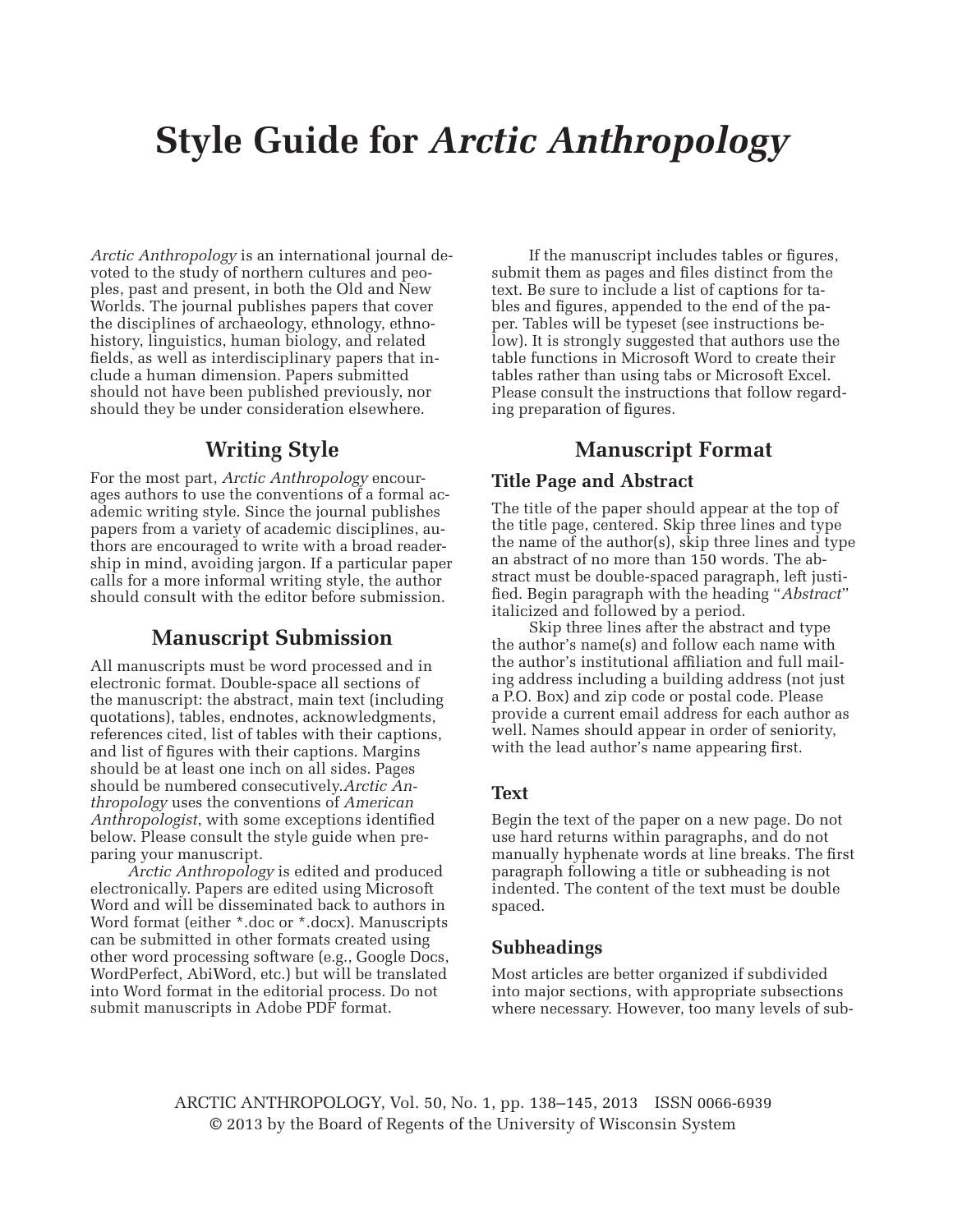# Style Guide for *Arctic Anthropology*

*Arctic Anthropology* is an international journal devoted to the study of northern cultures and peoples, past and present, in both the Old and New Worlds. The journal publishes papers that cover the disciplines of archaeology, ethnology, ethnohistory, linguistics, human biology, and related fields, as well as interdisciplinary papers that include a human dimension. Papers submitted should not have been published previously, nor should they be under consideration elsewhere.

## Writing Style

For the most part, *Arctic Anthropology* encourages authors to use the conventions of a formal academic writing style. Since the journal publishes papers from a variety of academic disciplines, authors are encouraged to write with a broad readership in mind, avoiding jargon. If a particular paper calls for a more informal writing style, the author should consult with the editor before submission.

## Manuscript Submission

All manuscripts must be word processed and in electronic format. Double-space all sections of the manuscript: the abstract, main text (including quotations), tables, endnotes, acknowledgments, references cited, list of tables with their captions, and list of figures with their captions. Margins should be at least one inch on all sides. Pages should be numbered consecutively.*Arctic Anthropology* uses the conventions of *American Anthropologist*, with some exceptions identified below. Please consult the style guide when preparing your manuscript.

*Arctic Anthropology* is edited and produced electronically. Papers are edited using Microsoft Word and will be disseminated back to authors in Word format (either *.doc or *.docx). Manuscripts can be submitted in other formats created using other word processing software (e.g., Google Docs, WordPerfect, AbiWord, etc.) but will be translated into Word format in the editorial process. Do not submit manuscripts in Adobe PDF format.

If the manuscript includes tables or figures, submit them as pages and files distinct from the text. Be sure to include a list of captions for tables and figures, appended to the end of the paper. Tables will be typeset (see instructions below). It is strongly suggested that authors use the table functions in Microsoft Word to create their tables rather than using tabs or Microsoft Excel. Please consult the instructions that follow regarding preparation of figures.

## Manuscript Format

### Title Page and Abstract

The title of the paper should appear at the top of the title page, centered. Skip three lines and type the name of the author(s), skip three lines and type an abstract of no more than 150 words. The abstract must be double-spaced paragraph, left justified. Begin paragraph with the heading "*Abstract*" italicized and followed by a period.

Skip three lines after the abstract and type the author's name(s) and follow each name with the author's institutional affiliation and full mailing address including a building address (not just a P.O. Box) and zip code or postal code. Please provide a current email address for each author as well. Names should appear in order of seniority, with the lead author's name appearing first.

### Text

Begin the text of the paper on a new page. Do not use hard returns within paragraphs, and do not manually hyphenate words at line breaks. The first paragraph following a title or subheading is not indented. The content of the text must be double spaced.

### Subheadings

Most articles are better organized if subdivided into major sections, with appropriate subsections where necessary. However, too many levels of sub-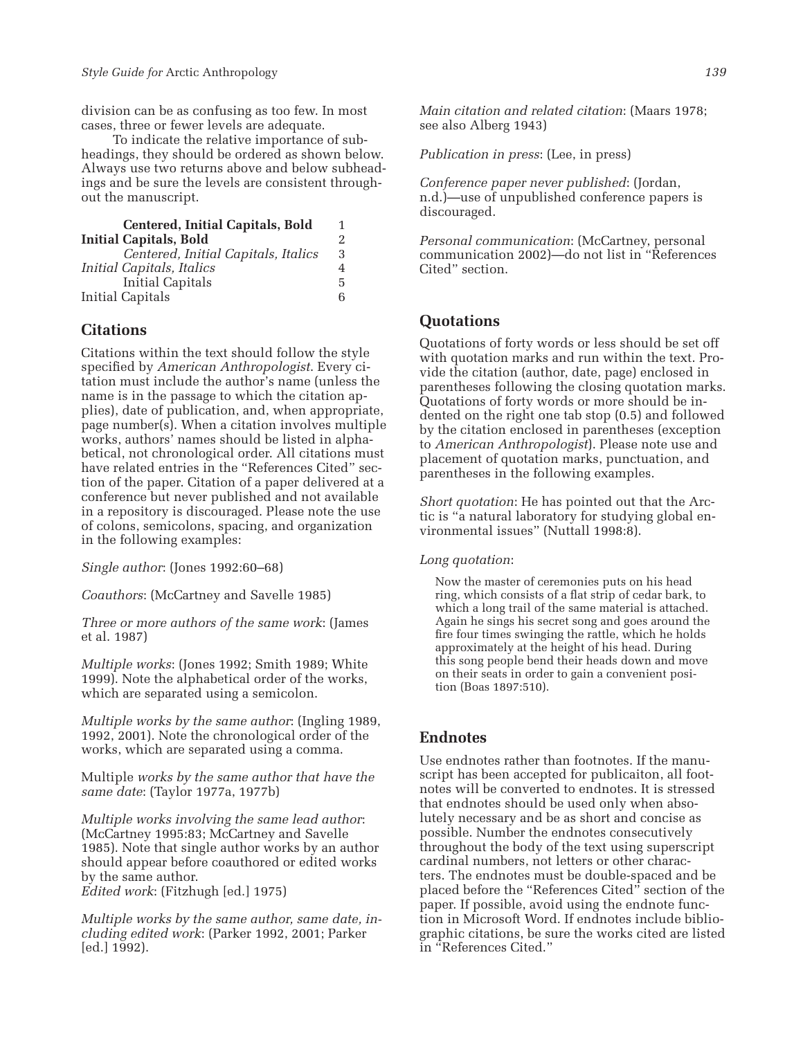division can be as confusing as too few. In most cases, three or fewer levels are adequate.

To indicate the relative importance of subheadings, they should be ordered as shown below. Always use two returns above and below subheadings and be sure the levels are consistent throughout the manuscript.

| | |
|---|---|
| **Centered, Initial Capitals, Bold** | 1 |
| **Initial Capitals, Bold** | 2 |
| *Centered, Initial Capitals, Italics* | 3 |
| *Initial Capitals, Italics* | 4 |
| Initial Capitals (centered) | 5 |
| Initial Capitals | 6 |

## Citations

Citations within the text should follow the style specified by *American Anthropologist*. Every citation must include the author's name (unless the name is in the passage to which the citation applies), date of publication, and, when appropriate, page number(s). When a citation involves multiple works, authors' names should be listed in alphabetical, not chronological order. All citations must have related entries in the "References Cited" section of the paper. Citation of a paper delivered at a conference but never published and not available in a repository is discouraged. Please note the use of colons, semicolons, spacing, and organization in the following examples:

*Single author*: (Jones 1992:60–68)

*Coauthors*: (McCartney and Savelle 1985)

*Three or more authors of the same work*: (James et al. 1987)

*Multiple works*: (Jones 1992; Smith 1989; White 1999). Note the alphabetical order of the works, which are separated using a semicolon.

*Multiple works by the same author*: (Ingling 1989, 1992, 2001). Note the chronological order of the works, which are separated using a comma.

Multiple *works by the same author that have the same date*: (Taylor 1977a, 1977b)

*Multiple works involving the same lead author*: (McCartney 1995:83; McCartney and Savelle 1985). Note that single author works by an author should appear before coauthored or edited works by the same author.

*Edited work*: (Fitzhugh [ed.] 1975)

*Multiple works by the same author, same date, including edited work*: (Parker 1992, 2001; Parker [ed.] 1992).

*Main citation and related citation*: (Maars 1978; see also Alberg 1943)

*Publication in press*: (Lee, in press)

*Conference paper never published*: (Jordan, n.d.)—use of unpublished conference papers is discouraged.

*Personal communication*: (McCartney, personal communication 2002)—do not list in "References Cited" section.

## Quotations

Quotations of forty words or less should be set off with quotation marks and run within the text. Provide the citation (author, date, page) enclosed in parentheses following the closing quotation marks. Quotations of forty words or more should be indented on the right one tab stop (0.5) and followed by the citation enclosed in parentheses (exception to *American Anthropologist*). Please note use and placement of quotation marks, punctuation, and parentheses in the following examples.

*Short quotation*: He has pointed out that the Arctic is "a natural laboratory for studying global environmental issues" (Nuttall 1998:8).

*Long quotation*:

> Now the master of ceremonies puts on his head ring, which consists of a flat strip of cedar bark, to which a long trail of the same material is attached. Again he sings his secret song and goes around the fire four times swinging the rattle, which he holds approximately at the height of his head. During this song people bend their heads down and move on their seats in order to gain a convenient position (Boas 1897:510).

## Endnotes

Use endnotes rather than footnotes. If the manuscript has been accepted for publicaiton, all footnotes will be converted to endnotes. It is stressed that endnotes should be used only when absolutely necessary and be as short and concise as possible. Number the endnotes consecutively throughout the body of the text using superscript cardinal numbers, not letters or other characters. The endnotes must be double-spaced and be placed before the "References Cited" section of the paper. If possible, avoid using the endnote function in Microsoft Word. If endnotes include bibliographic citations, be sure the works cited are listed in "References Cited."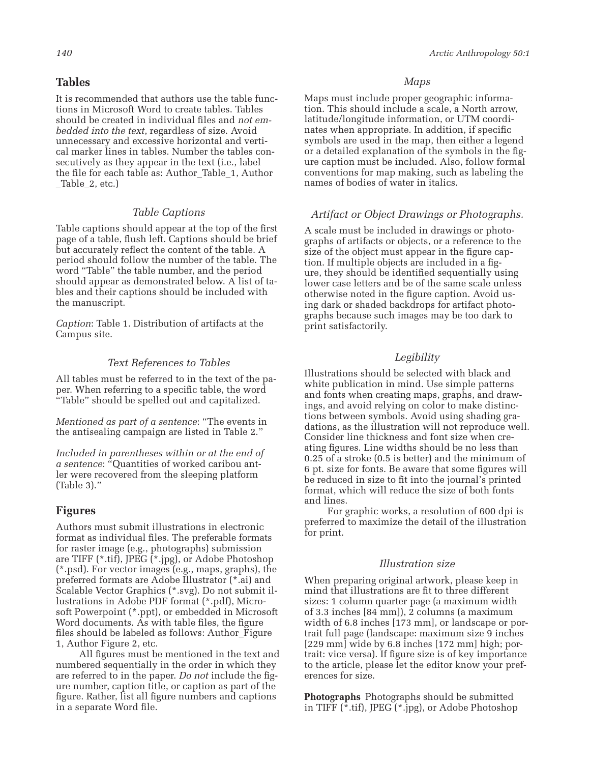## Tables

It is recommended that authors use the table functions in Microsoft Word to create tables. Tables should be created in individual files and *not embedded into the text*, regardless of size. Avoid unnecessary and excessive horizontal and vertical marker lines in tables. Number the tables consecutively as they appear in the text (i.e., label the file for each table as: Author_Table_1, Author _Table_2, etc.)

### *Table Captions*

Table captions should appear at the top of the first page of a table, flush left. Captions should be brief but accurately reflect the content of the table. A period should follow the number of the table. The word "Table" the table number, and the period should appear as demonstrated below. A list of tables and their captions should be included with the manuscript.

*Caption*: Table 1. Distribution of artifacts at the Campus site.

### *Text References to Tables*

All tables must be referred to in the text of the paper. When referring to a specific table, the word "Table" should be spelled out and capitalized.

*Mentioned as part of a sentence*: "The events in the antisealing campaign are listed in Table 2."

*Included in parentheses within or at the end of a sentence*: "Quantities of worked caribou antler were recovered from the sleeping platform (Table 3)."

## Figures

Authors must submit illustrations in electronic format as individual files. The preferable formats for raster image (e.g., photographs) submission are TIFF (*.tif), JPEG (*.jpg), or Adobe Photoshop (*.psd). For vector images (e.g., maps, graphs), the preferred formats are Adobe Illustrator (*.ai) and Scalable Vector Graphics (*.svg). Do not submit illustrations in Adobe PDF format (*.pdf), Microsoft Powerpoint (*.ppt), or embedded in Microsoft Word documents. As with table files, the figure files should be labeled as follows: Author_Figure 1, Author Figure 2, etc.

All figures must be mentioned in the text and numbered sequentially in the order in which they are referred to in the paper. *Do not* include the figure number, caption title, or caption as part of the figure. Rather, list all figure numbers and captions in a separate Word file.

### *Maps*

Maps must include proper geographic information. This should include a scale, a North arrow, latitude/longitude information, or UTM coordinates when appropriate. In addition, if specific symbols are used in the map, then either a legend or a detailed explanation of the symbols in the figure caption must be included. Also, follow formal conventions for map making, such as labeling the names of bodies of water in italics.

### *Artifact or Object Drawings or Photographs.*

A scale must be included in drawings or photographs of artifacts or objects, or a reference to the size of the object must appear in the figure caption. If multiple objects are included in a figure, they should be identified sequentially using lower case letters and be of the same scale unless otherwise noted in the figure caption. Avoid using dark or shaded backdrops for artifact photographs because such images may be too dark to print satisfactorily.

### *Legibility*

Illustrations should be selected with black and white publication in mind. Use simple patterns and fonts when creating maps, graphs, and drawings, and avoid relying on color to make distinctions between symbols. Avoid using shading gradations, as the illustration will not reproduce well. Consider line thickness and font size when creating figures. Line widths should be no less than 0.25 of a stroke (0.5 is better) and the minimum of 6 pt. size for fonts. Be aware that some figures will be reduced in size to fit into the journal's printed format, which will reduce the size of both fonts and lines.

For graphic works, a resolution of 600 dpi is preferred to maximize the detail of the illustration for print.

### *Illustration size*

When preparing original artwork, please keep in mind that illustrations are fit to three different sizes: 1 column quarter page (a maximum width of 3.3 inches [84 mm]), 2 columns (a maximum width of 6.8 inches [173 mm], or landscape or portrait full page (landscape: maximum size 9 inches [229 mm] wide by 6.8 inches [172 mm] high; portrait: vice versa). If figure size is of key importance to the article, please let the editor know your preferences for size.

**Photographs** Photographs should be submitted in TIFF (*.tif), JPEG (*.jpg), or Adobe Photoshop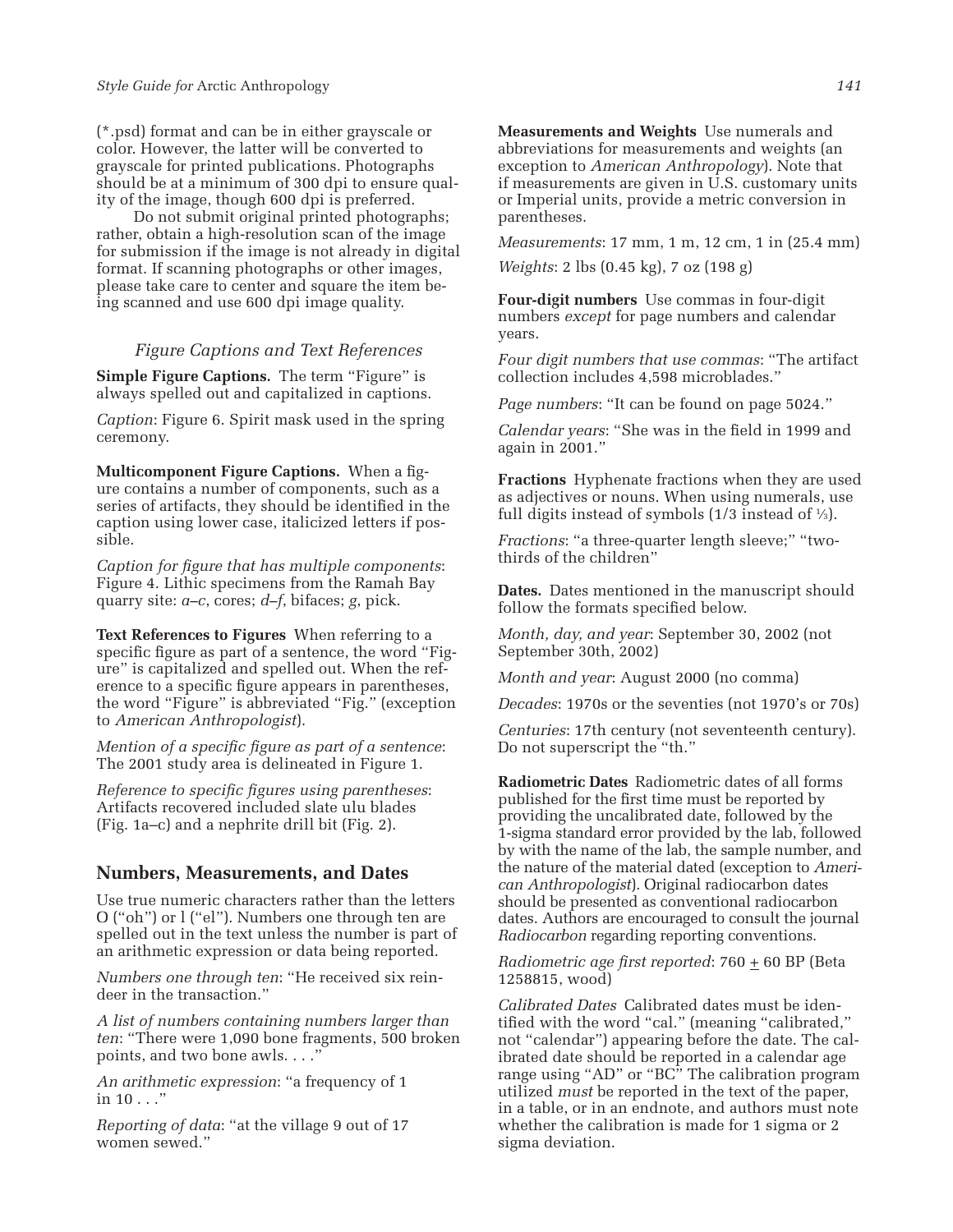(*.psd) format and can be in either grayscale or color. However, the latter will be converted to grayscale for printed publications. Photographs should be at a minimum of 300 dpi to ensure quality of the image, though 600 dpi is preferred.

Do not submit original printed photographs; rather, obtain a high-resolution scan of the image for submission if the image is not already in digital format. If scanning photographs or other images, please take care to center and square the item being scanned and use 600 dpi image quality.

### *Figure Captions and Text References*

**Simple Figure Captions.** The term "Figure" is always spelled out and capitalized in captions.

*Caption*: Figure 6. Spirit mask used in the spring ceremony.

**Multicomponent Figure Captions.** When a figure contains a number of components, such as a series of artifacts, they should be identified in the caption using lower case, italicized letters if possible.

*Caption for figure that has multiple components*: Figure 4. Lithic specimens from the Ramah Bay quarry site: *a–c*, cores; *d–f*, bifaces; *g*, pick.

**Text References to Figures** When referring to a specific figure as part of a sentence, the word "Figure" is capitalized and spelled out. When the reference to a specific figure appears in parentheses, the word "Figure" is abbreviated "Fig." (exception to *American Anthropologist*).

*Mention of a specific figure as part of a sentence*: The 2001 study area is delineated in Figure 1.

*Reference to specific figures using parentheses*: Artifacts recovered included slate ulu blades (Fig. 1a–c) and a nephrite drill bit (Fig. 2).

## Numbers, Measurements, and Dates

Use true numeric characters rather than the letters O ("oh") or l ("el"). Numbers one through ten are spelled out in the text unless the number is part of an arithmetic expression or data being reported.

*Numbers one through ten*: "He received six reindeer in the transaction."

*A list of numbers containing numbers larger than ten*: "There were 1,090 bone fragments, 500 broken points, and two bone awls. . . ."

*An arithmetic expression*: "a frequency of 1 in 10 . . ."

*Reporting of data*: "at the village 9 out of 17 women sewed."

**Measurements and Weights** Use numerals and abbreviations for measurements and weights (an exception to *American Anthropology*). Note that if measurements are given in U.S. customary units or Imperial units, provide a metric conversion in parentheses.

*Measurements*: 17 mm, 1 m, 12 cm, 1 in (25.4 mm)

*Weights*: 2 lbs (0.45 kg), 7 oz (198 g)

**Four-digit numbers** Use commas in four-digit numbers *except* for page numbers and calendar years.

*Four digit numbers that use commas*: "The artifact collection includes 4,598 microblades."

*Page numbers*: "It can be found on page 5024."

*Calendar years*: "She was in the field in 1999 and again in 2001."

**Fractions** Hyphenate fractions when they are used as adjectives or nouns. When using numerals, use full digits instead of symbols (1/3 instead of ⅓).

*Fractions*: "a three-quarter length sleeve;" "two-thirds of the children"

**Dates.** Dates mentioned in the manuscript should follow the formats specified below.

*Month, day, and year*: September 30, 2002 (not September 30th, 2002)

*Month and year*: August 2000 (no comma)

*Decades*: 1970s or the seventies (not 1970's or 70s)

*Centuries*: 17th century (not seventeenth century). Do not superscript the "th."

**Radiometric Dates** Radiometric dates of all forms published for the first time must be reported by providing the uncalibrated date, followed by the 1-sigma standard error provided by the lab, followed by with the name of the lab, the sample number, and the nature of the material dated (exception to *American Anthropologist*). Original radiocarbon dates should be presented as conventional radiocarbon dates. Authors are encouraged to consult the journal *Radiocarbon* regarding reporting conventions.

*Radiometric age first reported*: 760 ± 60 BP (Beta 1258815, wood)

*Calibrated Dates* Calibrated dates must be identified with the word "cal." (meaning "calibrated," not "calendar") appearing before the date. The calibrated date should be reported in a calendar age range using "AD" or "BC" The calibration program utilized *must* be reported in the text of the paper, in a table, or in an endnote, and authors must note whether the calibration is made for 1 sigma or 2 sigma deviation.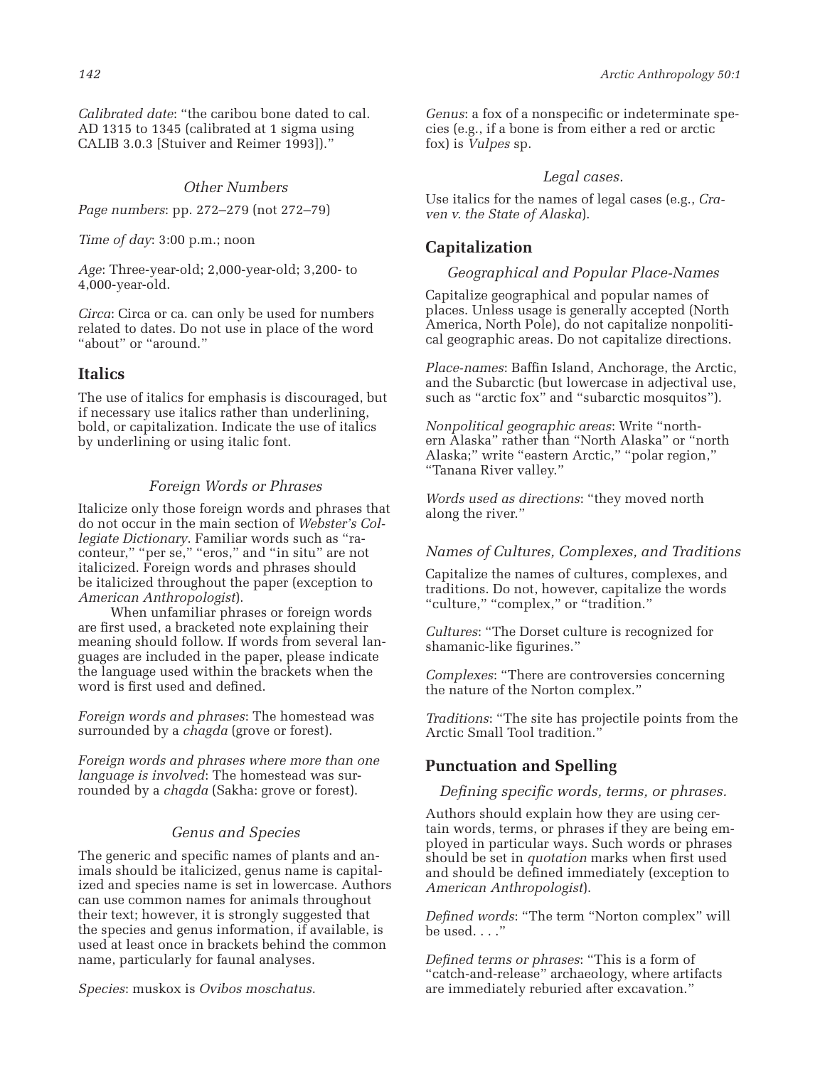*Calibrated date*: "the caribou bone dated to cal. AD 1315 to 1345 (calibrated at 1 sigma using CALIB 3.0.3 [Stuiver and Reimer 1993])."

### *Other Numbers*

*Page numbers*: pp. 272–279 (not 272–79)

*Time of day*: 3:00 p.m.; noon

*Age*: Three-year-old; 2,000-year-old; 3,200- to 4,000-year-old.

*Circa*: Circa or ca. can only be used for numbers related to dates. Do not use in place of the word "about" or "around."

## Italics

The use of italics for emphasis is discouraged, but if necessary use italics rather than underlining, bold, or capitalization. Indicate the use of italics by underlining or using italic font.

### *Foreign Words or Phrases*

Italicize only those foreign words and phrases that do not occur in the main section of *Webster's Collegiate Dictionary*. Familiar words such as "raconteur," "per se," "eros," and "in situ" are not italicized. Foreign words and phrases should be italicized throughout the paper (exception to *American Anthropologist*).

When unfamiliar phrases or foreign words are first used, a bracketed note explaining their meaning should follow. If words from several languages are included in the paper, please indicate the language used within the brackets when the word is first used and defined.

*Foreign words and phrases*: The homestead was surrounded by a *chagda* (grove or forest).

*Foreign words and phrases where more than one language is involved*: The homestead was surrounded by a *chagda* (Sakha: grove or forest).

### *Genus and Species*

The generic and specific names of plants and animals should be italicized, genus name is capitalized and species name is set in lowercase. Authors can use common names for animals throughout their text; however, it is strongly suggested that the species and genus information, if available, is used at least once in brackets behind the common name, particularly for faunal analyses.

*Species*: muskox is *Ovibos moschatus*.

*Genus*: a fox of a nonspecific or indeterminate species (e.g., if a bone is from either a red or arctic fox) is *Vulpes* sp.

### *Legal cases.*

Use italics for the names of legal cases (e.g., *Craven v. the State of Alaska*).

## Capitalization

### *Geographical and Popular Place-Names*

Capitalize geographical and popular names of places. Unless usage is generally accepted (North America, North Pole), do not capitalize nonpolitical geographic areas. Do not capitalize directions.

*Place-names*: Baffin Island, Anchorage, the Arctic, and the Subarctic (but lowercase in adjectival use, such as "arctic fox" and "subarctic mosquitos").

*Nonpolitical geographic areas*: Write "northern Alaska" rather than "North Alaska" or "north Alaska;" write "eastern Arctic," "polar region," "Tanana River valley."

*Words used as directions*: "they moved north along the river."

### *Names of Cultures, Complexes, and Traditions*

Capitalize the names of cultures, complexes, and traditions. Do not, however, capitalize the words "culture," "complex," or "tradition."

*Cultures*: "The Dorset culture is recognized for shamanic-like figurines."

*Complexes*: "There are controversies concerning the nature of the Norton complex."

*Traditions*: "The site has projectile points from the Arctic Small Tool tradition."

## Punctuation and Spelling

### *Defining specific words, terms, or phrases.*

Authors should explain how they are using certain words, terms, or phrases if they are being employed in particular ways. Such words or phrases should be set in *quotation* marks when first used and should be defined immediately (exception to *American Anthropologist*).

*Defined words*: "The term "Norton complex" will be used. . . ."

*Defined terms or phrases*: "This is a form of "catch-and-release" archaeology, where artifacts are immediately reburied after excavation."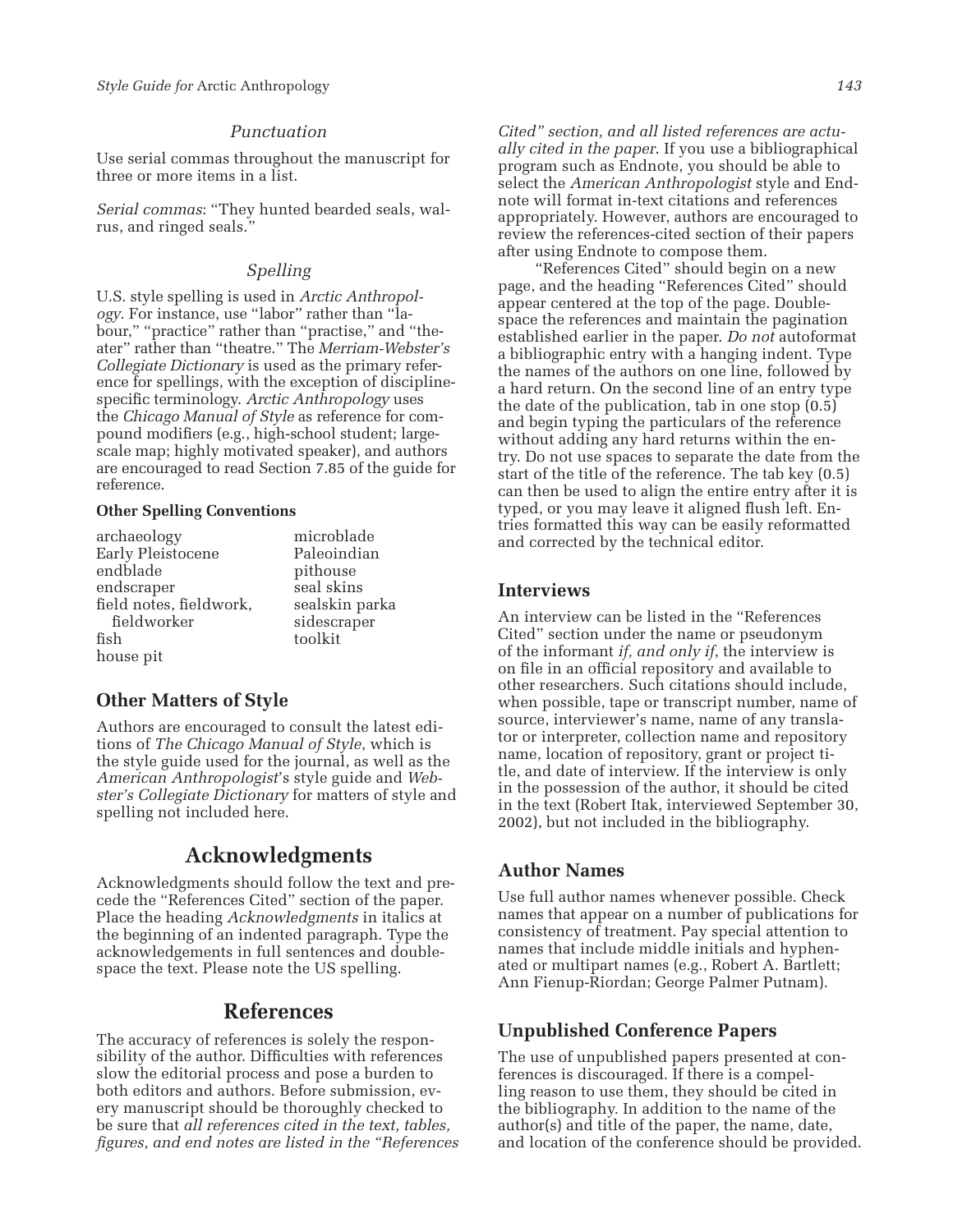### *Punctuation*

Use serial commas throughout the manuscript for three or more items in a list.

*Serial commas*: "They hunted bearded seals, walrus, and ringed seals."

### *Spelling*

U.S. style spelling is used in *Arctic Anthropology*. For instance, use "labor" rather than "labour," "practice" rather than "practise," and "theater" rather than "theatre." The *Merriam-Webster's Collegiate Dictionary* is used as the primary reference for spellings, with the exception of discipline-specific terminology. *Arctic Anthropology* uses the *Chicago Manual of Style* as reference for compound modifiers (e.g., high-school student; large-scale map; highly motivated speaker), and authors are encouraged to read Section 7.85 of the guide for reference.

**Other Spelling Conventions**

archaeology
Early Pleistocene
endblade
endscraper
field notes, fieldwork, fieldworker
fish
house pit
microblade
Paleoindian
pithouse
seal skins
sealskin parka
sidescraper
toolkit

## Other Matters of Style

Authors are encouraged to consult the latest editions of *The Chicago Manual of Style*, which is the style guide used for the journal, as well as the *American Anthropologist*'s style guide and *Webster's Collegiate Dictionary* for matters of style and spelling not included here.

# Acknowledgments

Acknowledgments should follow the text and precede the "References Cited" section of the paper. Place the heading *Acknowledgments* in italics at the beginning of an indented paragraph. Type the acknowledgements in full sentences and double-space the text. Please note the US spelling.

# References

The accuracy of references is solely the responsibility of the author. Difficulties with references slow the editorial process and pose a burden to both editors and authors. Before submission, every manuscript should be thoroughly checked to be sure that *all references cited in the text, tables, figures, and end notes are listed in the "References Cited" section, and all listed references are actually cited in the paper*. If you use a bibliographical program such as Endnote, you should be able to select the *American Anthropologist* style and Endnote will format in-text citations and references appropriately. However, authors are encouraged to review the references-cited section of their papers after using Endnote to compose them.

"References Cited" should begin on a new page, and the heading "References Cited" should appear centered at the top of the page. Double-space the references and maintain the pagination established earlier in the paper. *Do not* autoformat a bibliographic entry with a hanging indent. Type the names of the authors on one line, followed by a hard return. On the second line of an entry type the date of the publication, tab in one stop (0.5) and begin typing the particulars of the reference without adding any hard returns within the entry. Do not use spaces to separate the date from the start of the title of the reference. The tab key (0.5) can then be used to align the entire entry after it is typed, or you may leave it aligned flush left. Entries formatted this way can be easily reformatted and corrected by the technical editor.

## Interviews

An interview can be listed in the "References Cited" section under the name or pseudonym of the informant *if, and only if*, the interview is on file in an official repository and available to other researchers. Such citations should include, when possible, tape or transcript number, name of source, interviewer's name, name of any translator or interpreter, collection name and repository name, location of repository, grant or project title, and date of interview. If the interview is only in the possession of the author, it should be cited in the text (Robert Itak, interviewed September 30, 2002), but not included in the bibliography.

## Author Names

Use full author names whenever possible. Check names that appear on a number of publications for consistency of treatment. Pay special attention to names that include middle initials and hyphenated or multipart names (e.g., Robert A. Bartlett; Ann Fienup-Riordan; George Palmer Putnam).

## Unpublished Conference Papers

The use of unpublished papers presented at conferences is discouraged. If there is a compelling reason to use them, they should be cited in the bibliography. In addition to the name of the author(s) and title of the paper, the name, date, and location of the conference should be provided.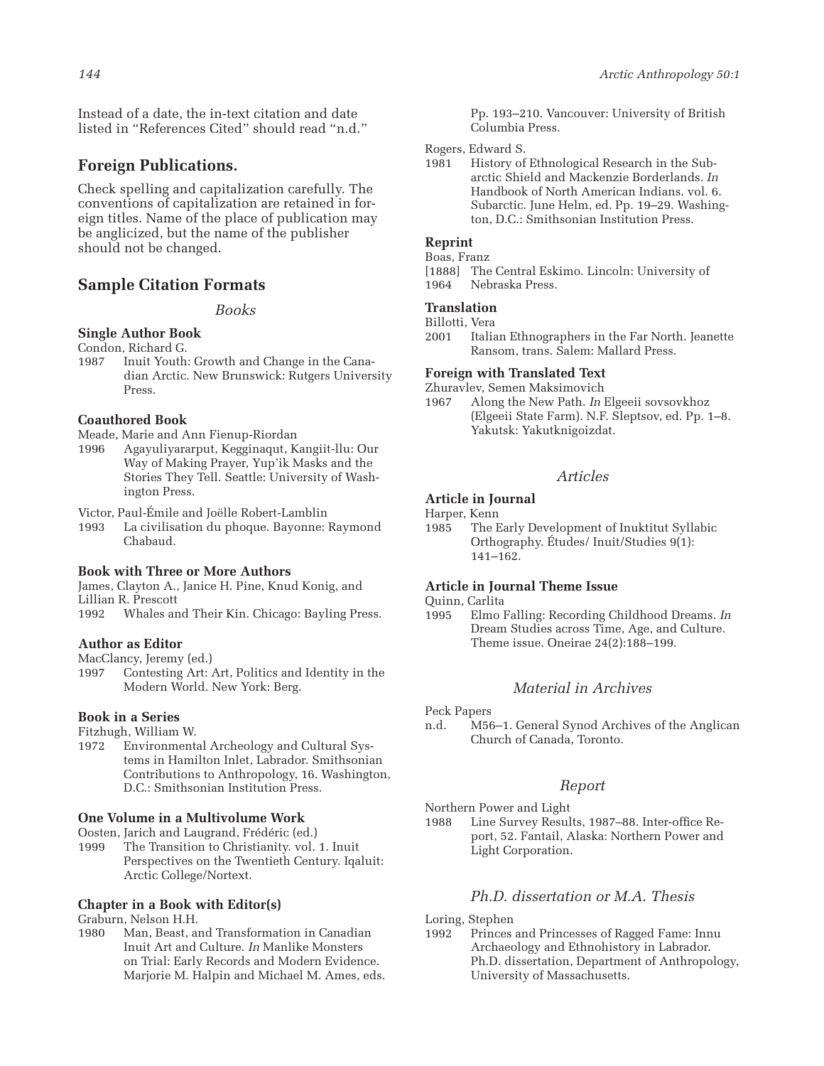Instead of a date, the in-text citation and date listed in "References Cited" should read "n.d."

## Foreign Publications.

Check spelling and capitalization carefully. The conventions of capitalization are retained in foreign titles. Name of the place of publication may be anglicized, but the name of the publisher should not be changed.

## Sample Citation Formats

### *Books*

**Single Author Book**

Condon, Richard G.
1987 Inuit Youth: Growth and Change in the Canadian Arctic. New Brunswick: Rutgers University Press.

**Coauthored Book**

Meade, Marie and Ann Fienup-Riordan
1996 Agayuliyararput, Kegginaqut, Kangiit-llu: Our Way of Making Prayer, Yup'ik Masks and the Stories They Tell. Seattle: University of Washington Press.

Victor, Paul-Émile and Joëlle Robert-Lamblin
1993 La civilisation du phoque. Bayonne: Raymond Chabaud.

**Book with Three or More Authors**

James, Clayton A., Janice H. Pine, Knud Konig, and Lillian R. Prescott
1992 Whales and Their Kin. Chicago: Bayling Press.

**Author as Editor**

MacClancy, Jeremy (ed.)
1997 Contesting Art: Art, Politics and Identity in the Modern World. New York: Berg.

**Book in a Series**

Fitzhugh, William W.
1972 Environmental Archeology and Cultural Systems in Hamilton Inlet, Labrador. Smithsonian Contributions to Anthropology, 16. Washington, D.C.: Smithsonian Institution Press.

**One Volume in a Multivolume Work**

Oosten, Jarich and Laugrand, Frédéric (ed.)
1999 The Transition to Christianity. vol. 1. Inuit Perspectives on the Twentieth Century. Iqaluit: Arctic College/Nortext.

**Chapter in a Book with Editor(s)**

Graburn, Nelson H.H.
1980 Man, Beast, and Transformation in Canadian Inuit Art and Culture. *In* Manlike Monsters on Trial: Early Records and Modern Evidence. Marjorie M. Halpin and Michael M. Ames, eds. Pp. 193–210. Vancouver: University of British Columbia Press.

Rogers, Edward S.
1981 History of Ethnological Research in the Subarctic Shield and Mackenzie Borderlands. *In* Handbook of North American Indians. vol. 6. Subarctic. June Helm, ed. Pp. 19–29. Washington, D.C.: Smithsonian Institution Press.

**Reprint**

Boas, Franz
[1888] 1964 The Central Eskimo. Lincoln: University of Nebraska Press.

**Translation**

Billotti, Vera
2001 Italian Ethnographers in the Far North. Jeanette Ransom, trans. Salem: Mallard Press.

**Foreign with Translated Text**

Zhuravlev, Semen Maksimovich
1967 Along the New Path. *In* Elgeeii sovsovkhoz (Elgeeii State Farm). N.F. Sleptsov, ed. Pp. 1–8. Yakutsk: Yakutknigoizdat.

### *Articles*

**Article in Journal**

Harper, Kenn
1985 The Early Development of Inuktitut Syllabic Orthography. Études/ Inuit/Studies 9(1): 141–162.

**Article in Journal Theme Issue**

Quinn, Carlita
1995 Elmo Falling: Recording Childhood Dreams. *In* Dream Studies across Time, Age, and Culture. Theme issue. Oneirae 24(2):188–199.

### *Material in Archives*

Peck Papers
n.d. M56–1. General Synod Archives of the Anglican Church of Canada, Toronto.

### *Report*

Northern Power and Light
1988 Line Survey Results, 1987–88. Inter-office Report, 52. Fantail, Alaska: Northern Power and Light Corporation.

### *Ph.D. dissertation or M.A. Thesis*

Loring, Stephen
1992 Princes and Princesses of Ragged Fame: Innu Archaeology and Ethnohistory in Labrador. Ph.D. dissertation, Department of Anthropology, University of Massachusetts.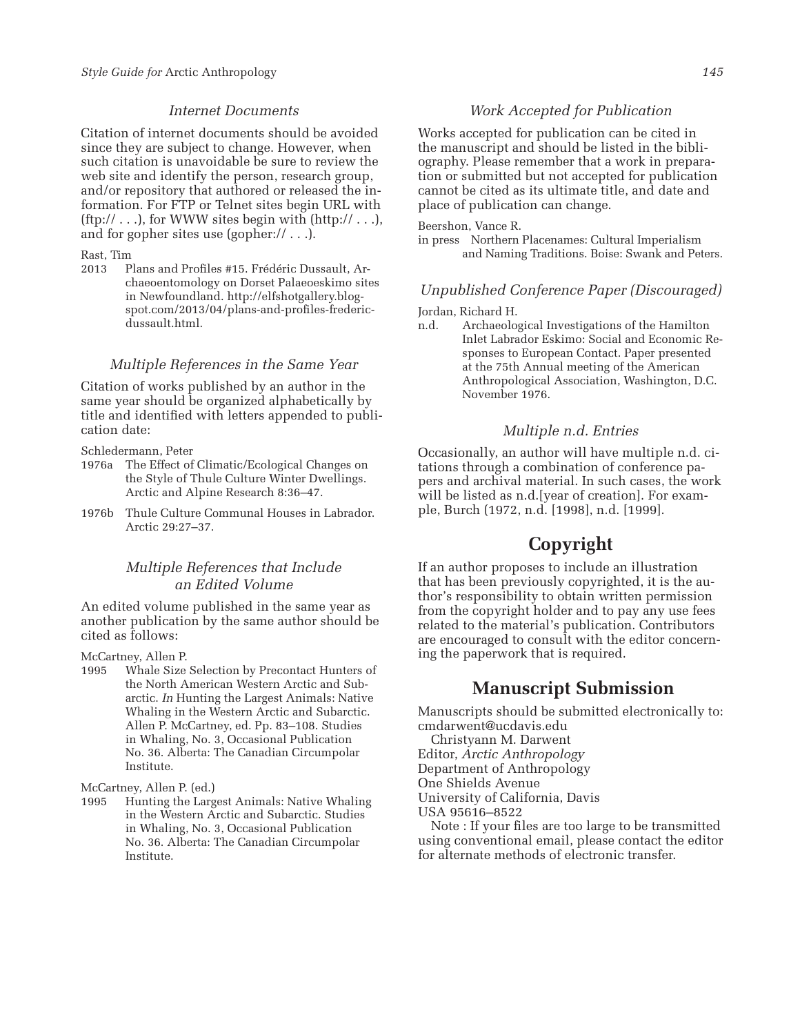### Internet Documents

Citation of internet documents should be avoided since they are subject to change. However, when such citation is unavoidable be sure to review the web site and identify the person, research group, and/or repository that authored or released the information. For FTP or Telnet sites begin URL with (ftp:// . . .), for WWW sites begin with (http:// . . .), and for gopher sites use (gopher:// . . .).

Rast, Tim
2013 Plans and Profiles #15. Frédéric Dussault, Archaeoentomology on Dorset Palaeoeskimo sites in Newfoundland. http://elfshotgallery.blogspot.com/2013/04/plans-and-profiles-frederic-dussault.html.

### Multiple References in the Same Year

Citation of works published by an author in the same year should be organized alphabetically by title and identified with letters appended to publication date:

Schledermann, Peter
1976a The Effect of Climatic/Ecological Changes on the Style of Thule Culture Winter Dwellings. Arctic and Alpine Research 8:36–47.

1976b Thule Culture Communal Houses in Labrador. Arctic 29:27–37.

### Multiple References that Include an Edited Volume

An edited volume published in the same year as another publication by the same author should be cited as follows:

McCartney, Allen P.
1995 Whale Size Selection by Precontact Hunters of the North American Western Arctic and Subarctic. *In* Hunting the Largest Animals: Native Whaling in the Western Arctic and Subarctic. Allen P. McCartney, ed. Pp. 83–108. Studies in Whaling, No. 3, Occasional Publication No. 36. Alberta: The Canadian Circumpolar Institute.

McCartney, Allen P. (ed.)
1995 Hunting the Largest Animals: Native Whaling in the Western Arctic and Subarctic. Studies in Whaling, No. 3, Occasional Publication No. 36. Alberta: The Canadian Circumpolar Institute.

### Work Accepted for Publication

Works accepted for publication can be cited in the manuscript and should be listed in the bibliography. Please remember that a work in preparation or submitted but not accepted for publication cannot be cited as its ultimate title, and date and place of publication can change.

Beershon, Vance R.
in press Northern Placenames: Cultural Imperialism and Naming Traditions. Boise: Swank and Peters.

### Unpublished Conference Paper (Discouraged)

Jordan, Richard H.
n.d. Archaeological Investigations of the Hamilton Inlet Labrador Eskimo: Social and Economic Responses to European Contact. Paper presented at the 75th Annual meeting of the American Anthropological Association, Washington, D.C. November 1976.

### Multiple n.d. Entries

Occasionally, an author will have multiple n.d. citations through a combination of conference papers and archival material. In such cases, the work will be listed as n.d.[year of creation]. For example, Burch (1972, n.d. [1998], n.d. [1999].

## Copyright

If an author proposes to include an illustration that has been previously copyrighted, it is the author's responsibility to obtain written permission from the copyright holder and to pay any use fees related to the material's publication. Contributors are encouraged to consult with the editor concerning the paperwork that is required.

## Manuscript Submission

Manuscripts should be submitted electronically to: cmdarwent@ucdavis.edu

Christyann M. Darwent
Editor, *Arctic Anthropology*
Department of Anthropology
One Shields Avenue
University of California, Davis
USA 95616–8522

Note : If your files are too large to be transmitted using conventional email, please contact the editor for alternate methods of electronic transfer.